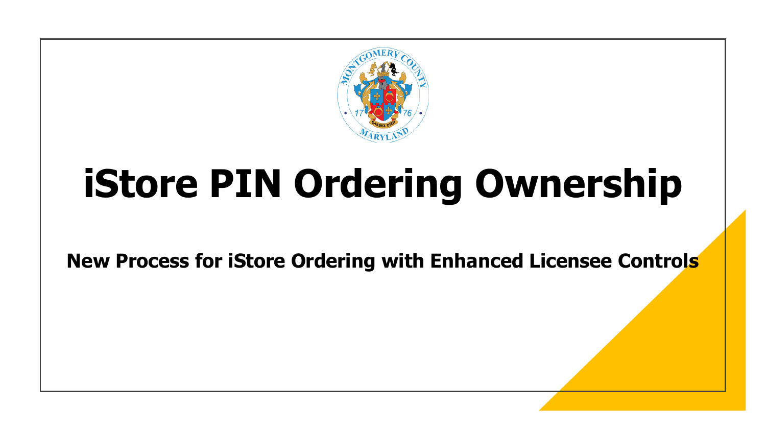# iStore PIN Ordering Ownership

**New Process for iStore Ordering with Enhanced Licensee Controls**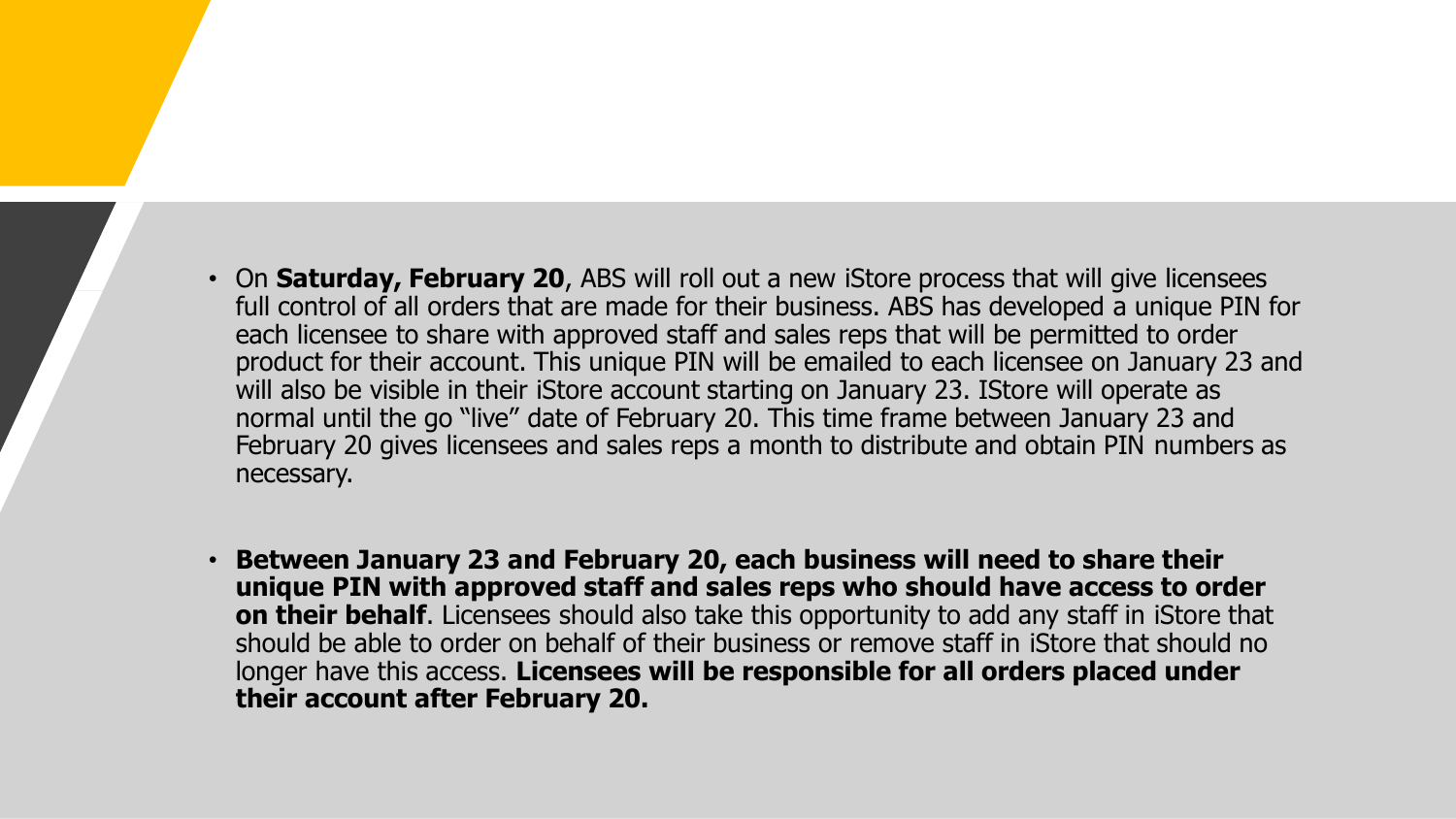- On **Saturday, February 20**, ABS will roll out a new iStore process that will give licensees full control of all orders that are made for their business. ABS has developed a unique PIN for each licensee to share with approved staff and sales reps that will be permitted to order product for their account. This unique PIN will be emailed to each licensee on January 23 and will also be visible in their iStore account starting on January 23. IStore will operate as normal until the go "live" date of February 20. This time frame between January 23 and February 20 gives licensees and sales reps a month to distribute and obtain PIN numbers as necessary.

- **Between January 23 and February 20, each business will need to share their unique PIN with approved staff and sales reps who should have access to order on their behalf**. Licensees should also take this opportunity to add any staff in iStore that should be able to order on behalf of their business or remove staff in iStore that should no longer have this access. **Licensees will be responsible for all orders placed under their account after February 20.**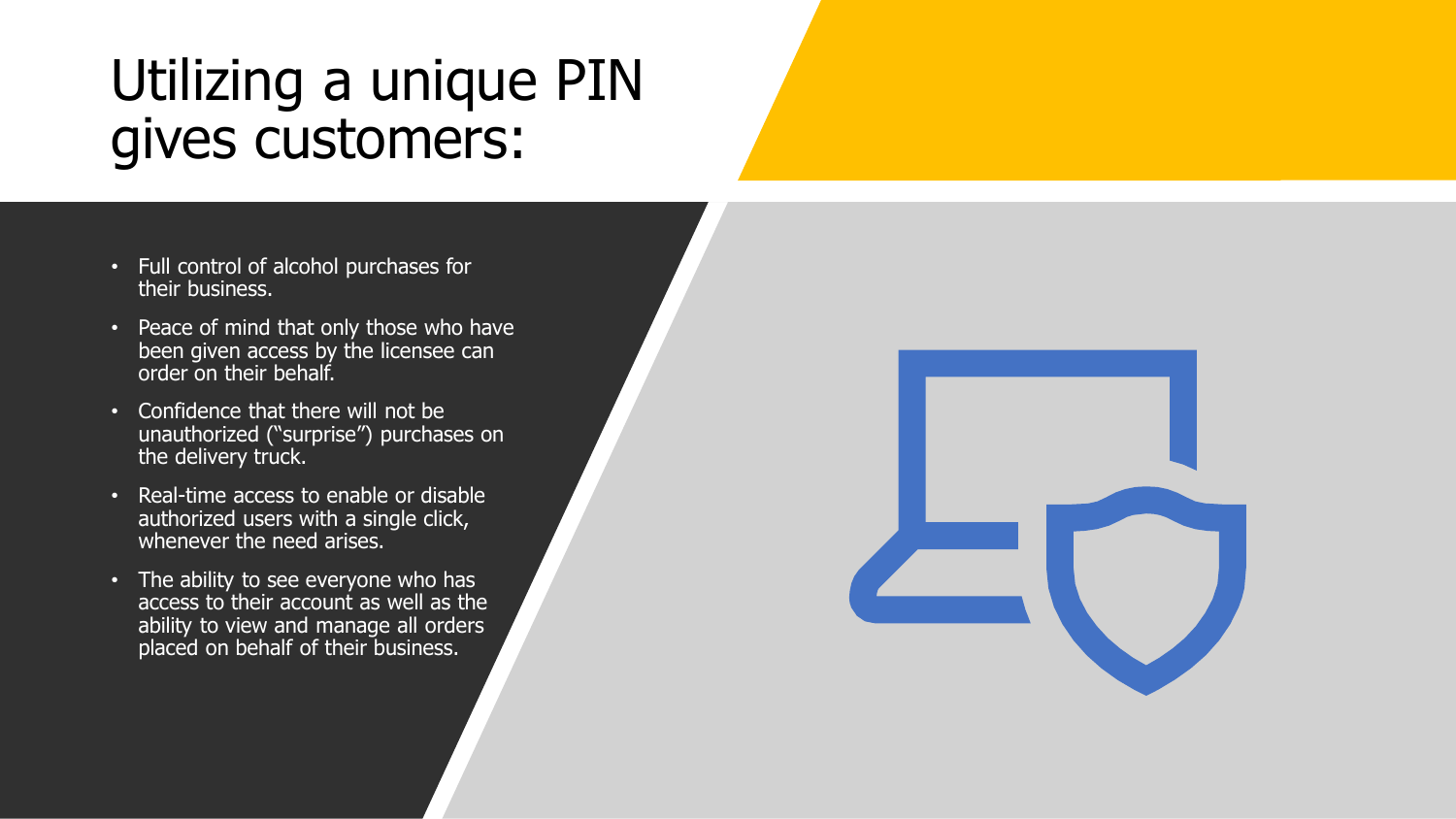# Utilizing a unique PIN gives customers:

- Full control of alcohol purchases for their business.
- Peace of mind that only those who have been given access by the licensee can order on their behalf.
- Confidence that there will not be unauthorized ("surprise") purchases on the delivery truck.
- Real-time access to enable or disable authorized users with a single click, whenever the need arises.
- The ability to see everyone who has access to their account as well as the ability to view and manage all orders placed on behalf of their business.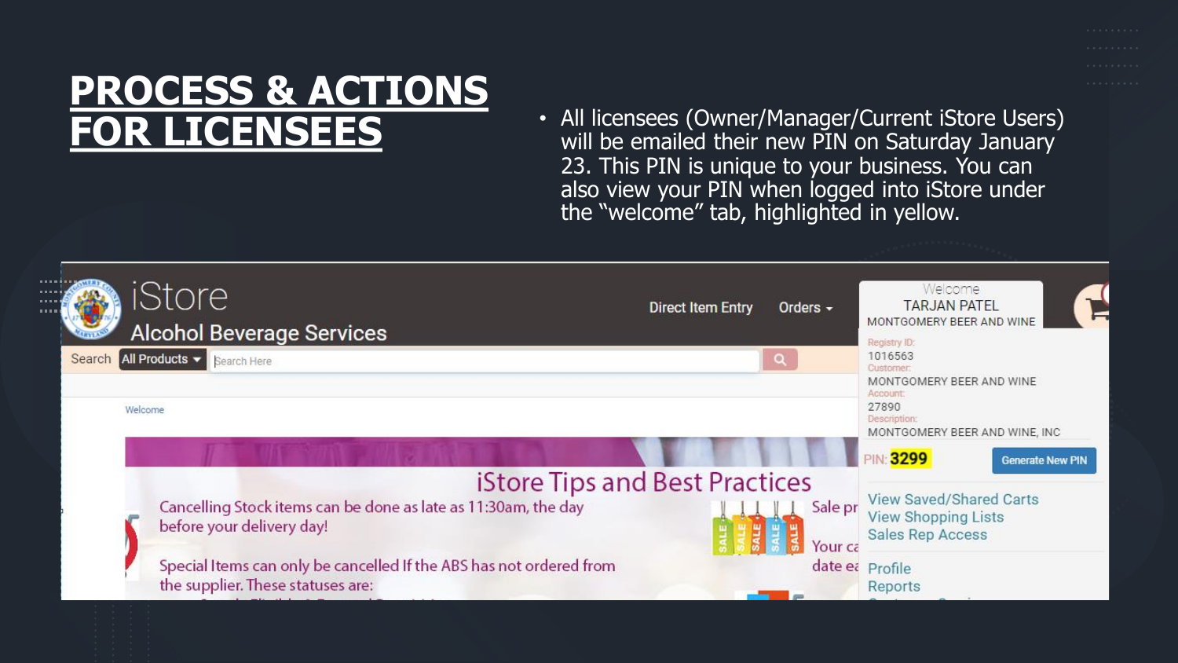# PROCESS & ACTIONS FOR LICENSEES

- All licensees (Owner/Manager/Current iStore Users) will be emailed their new PIN on Saturday January 23. This PIN is unique to your business. You can also view your PIN when logged into iStore under the "welcome" tab, highlighted in yellow.

iStore
Alcohol Beverage Services

Direct Item Entry Orders

Search All Products Search Here

Welcome

iStore Tips and Best Practices

Cancelling Stock items can be done as late as 11:30am, the day before your delivery day!

Special Items can only be cancelled If the ABS has not ordered from the supplier. These statuses are:

Welcome
TARJAN PATEL
MONTGOMERY BEER AND WINE

Registry ID:
1016563
Customer:
MONTGOMERY BEER AND WINE
Account:
27890
Description:
MONTGOMERY BEER AND WINE, INC

PIN: **3299**

Generate New PIN

View Saved/Shared Carts
View Shopping Lists
Sales Rep Access

Profile
Reports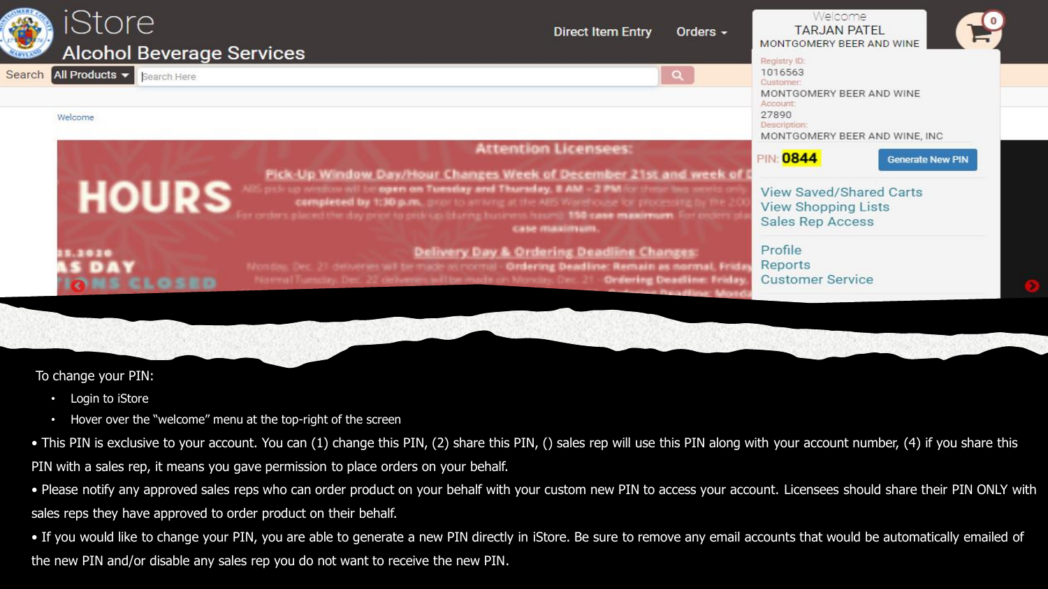To change your PIN:

- Login to iStore
- Hover over the "welcome" menu at the top-right of the screen

• This PIN is exclusive to your account. You can (1) change this PIN, (2) share this PIN, () sales rep will use this PIN along with your account number, (4) if you share this PIN with a sales rep, it means you gave permission to place orders on your behalf.

• Please notify any approved sales reps who can order product on your behalf with your custom new PIN to access your account. Licensees should share their PIN ONLY with sales reps they have approved to order product on their behalf.

• If you would like to change your PIN, you are able to generate a new PIN directly in iStore. Be sure to remove any email accounts that would be automatically emailed of the new PIN and/or disable any sales rep you do not want to receive the new PIN.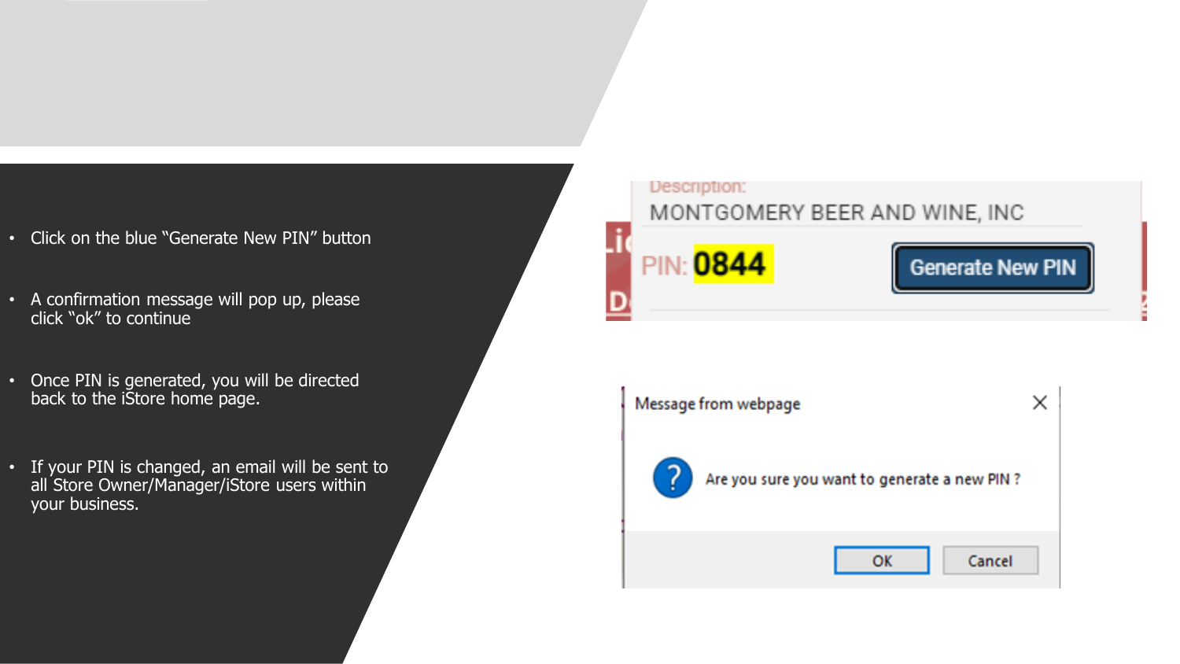- Click on the blue "Generate New PIN" button
- A confirmation message will pop up, please click "ok" to continue
- Once PIN is generated, you will be directed back to the iStore home page.
- If your PIN is changed, an email will be sent to all Store Owner/Manager/iStore users within your business.

Description:

MONTGOMERY BEER AND WINE, INC

PIN: 0844

Generate New PIN

Message from webpage

Are you sure you want to generate a new PIN ?

OK

Cancel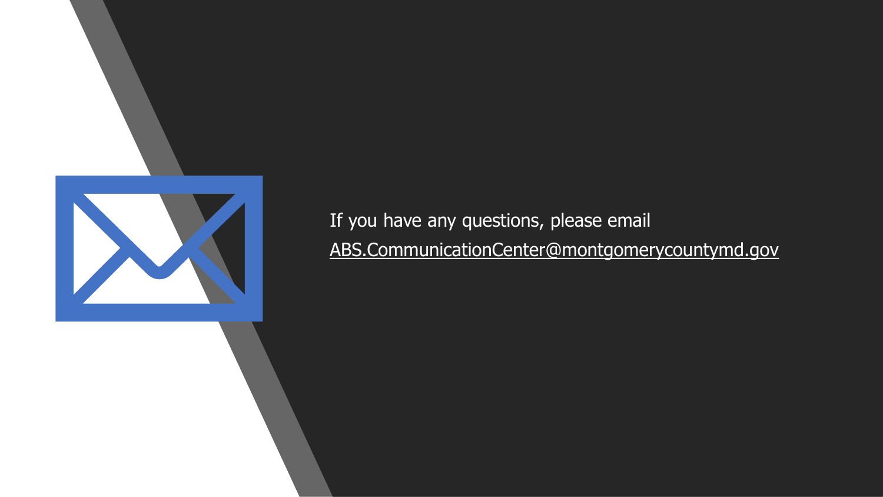If you have any questions, please email

ABS.CommunicationCenter@montgomerycountymd.gov